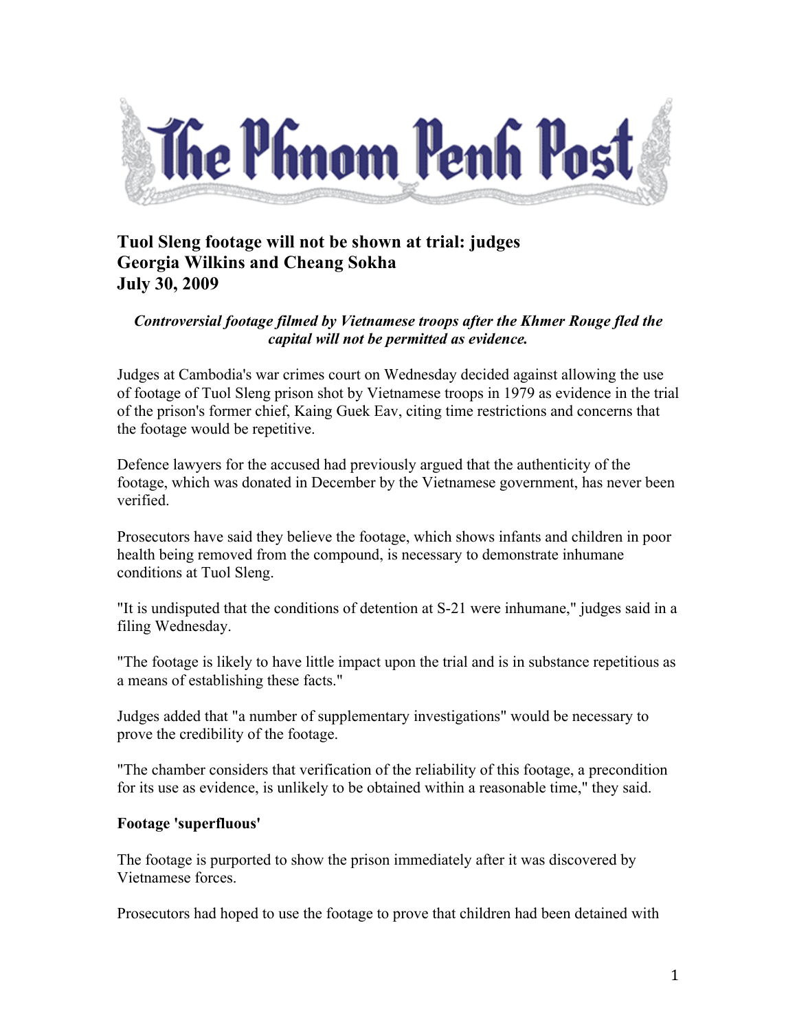# The Phnom Penh Post

## Tuol Sleng footage will not be shown at trial: judges
## Georgia Wilkins and Cheang Sokha
## July 30, 2009

***Controversial footage filmed by Vietnamese troops after the Khmer Rouge fled the capital will not be permitted as evidence.***

Judges at Cambodia's war crimes court on Wednesday decided against allowing the use of footage of Tuol Sleng prison shot by Vietnamese troops in 1979 as evidence in the trial of the prison's former chief, Kaing Guek Eav, citing time restrictions and concerns that the footage would be repetitive.

Defence lawyers for the accused had previously argued that the authenticity of the footage, which was donated in December by the Vietnamese government, has never been verified.

Prosecutors have said they believe the footage, which shows infants and children in poor health being removed from the compound, is necessary to demonstrate inhumane conditions at Tuol Sleng.

"It is undisputed that the conditions of detention at S-21 were inhumane," judges said in a filing Wednesday.

"The footage is likely to have little impact upon the trial and is in substance repetitious as a means of establishing these facts."

Judges added that "a number of supplementary investigations" would be necessary to prove the credibility of the footage.

"The chamber considers that verification of the reliability of this footage, a precondition for its use as evidence, is unlikely to be obtained within a reasonable time," they said.

**Footage 'superfluous'**

The footage is purported to show the prison immediately after it was discovered by Vietnamese forces.

Prosecutors had hoped to use the footage to prove that children had been detained with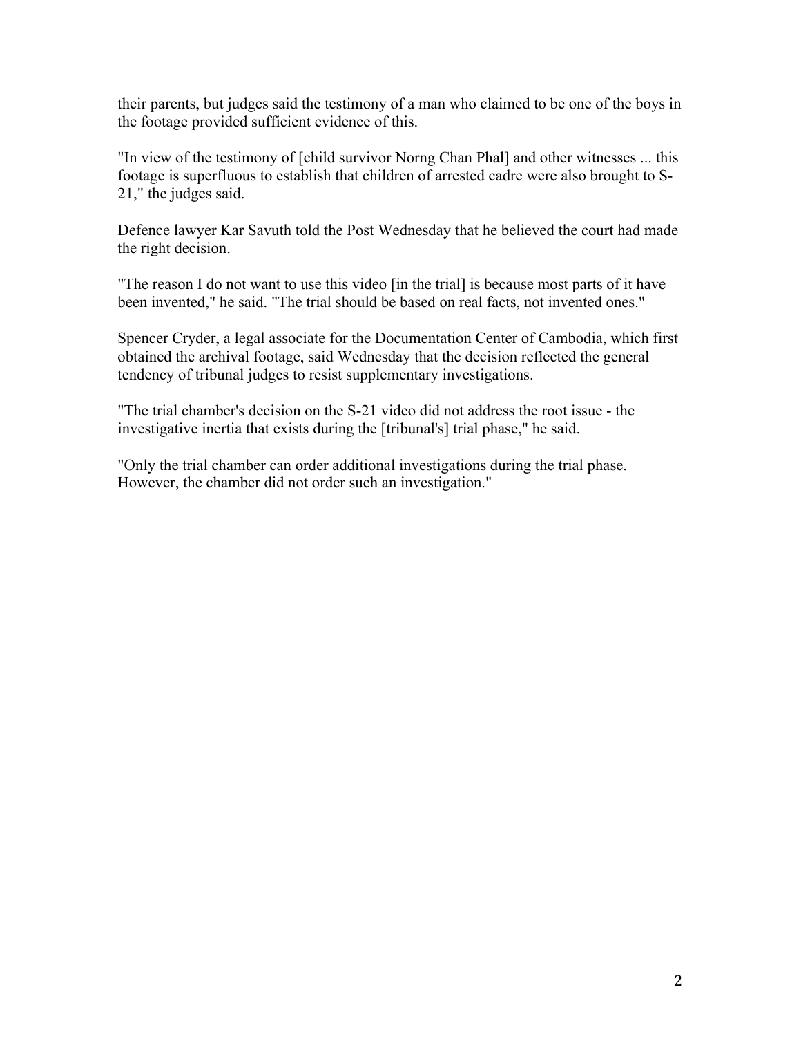their parents, but judges said the testimony of a man who claimed to be one of the boys in the footage provided sufficient evidence of this.

"In view of the testimony of [child survivor Norng Chan Phal] and other witnesses ... this footage is superfluous to establish that children of arrested cadre were also brought to S-21," the judges said.

Defence lawyer Kar Savuth told the Post Wednesday that he believed the court had made the right decision.

"The reason I do not want to use this video [in the trial] is because most parts of it have been invented," he said. "The trial should be based on real facts, not invented ones."

Spencer Cryder, a legal associate for the Documentation Center of Cambodia, which first obtained the archival footage, said Wednesday that the decision reflected the general tendency of tribunal judges to resist supplementary investigations.

"The trial chamber's decision on the S-21 video did not address the root issue - the investigative inertia that exists during the [tribunal's] trial phase," he said.

"Only the trial chamber can order additional investigations during the trial phase. However, the chamber did not order such an investigation."